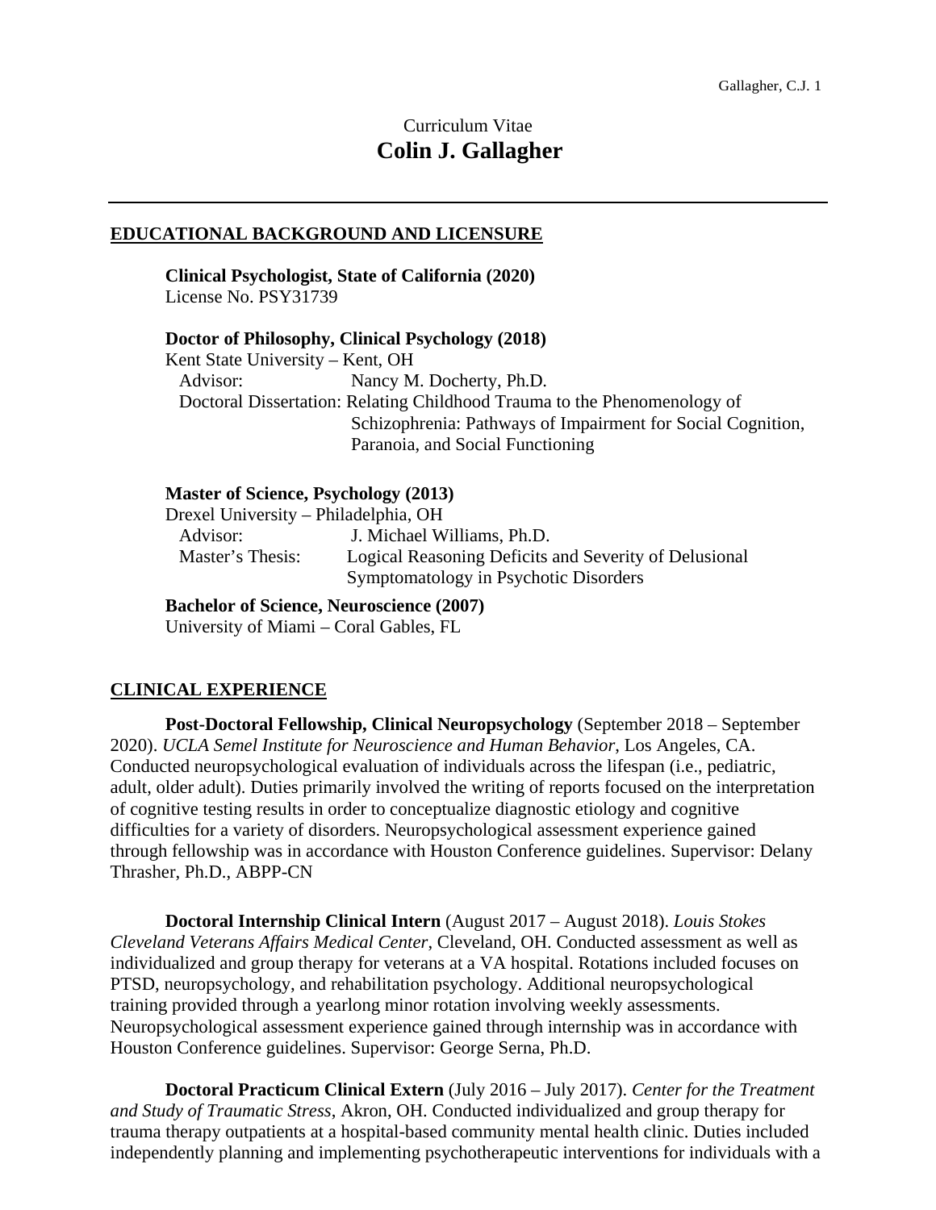Curriculum Vitae

# Colin J. Gallagher

---

## EDUCATIONAL BACKGROUND AND LICENSURE

**Clinical Psychologist, State of California (2020)**
License No. PSY31739

**Doctor of Philosophy, Clinical Psychology (2018)**
Kent State University – Kent, OH
Advisor: Nancy M. Docherty, Ph.D.
Doctoral Dissertation: Relating Childhood Trauma to the Phenomenology of Schizophrenia: Pathways of Impairment for Social Cognition, Paranoia, and Social Functioning

**Master of Science, Psychology (2013)**
Drexel University – Philadelphia, OH
Advisor: J. Michael Williams, Ph.D.
Master's Thesis: Logical Reasoning Deficits and Severity of Delusional Symptomatology in Psychotic Disorders

**Bachelor of Science, Neuroscience (2007)**
University of Miami – Coral Gables, FL

## CLINICAL EXPERIENCE

**Post-Doctoral Fellowship, Clinical Neuropsychology** (September 2018 – September 2020). *UCLA Semel Institute for Neuroscience and Human Behavior*, Los Angeles, CA. Conducted neuropsychological evaluation of individuals across the lifespan (i.e., pediatric, adult, older adult). Duties primarily involved the writing of reports focused on the interpretation of cognitive testing results in order to conceptualize diagnostic etiology and cognitive difficulties for a variety of disorders. Neuropsychological assessment experience gained through fellowship was in accordance with Houston Conference guidelines. Supervisor: Delany Thrasher, Ph.D., ABPP-CN

**Doctoral Internship Clinical Intern** (August 2017 – August 2018). *Louis Stokes Cleveland Veterans Affairs Medical Center*, Cleveland, OH. Conducted assessment as well as individualized and group therapy for veterans at a VA hospital. Rotations included focuses on PTSD, neuropsychology, and rehabilitation psychology. Additional neuropsychological training provided through a yearlong minor rotation involving weekly assessments. Neuropsychological assessment experience gained through internship was in accordance with Houston Conference guidelines. Supervisor: George Serna, Ph.D.

**Doctoral Practicum Clinical Extern** (July 2016 – July 2017). *Center for the Treatment and Study of Traumatic Stress*, Akron, OH. Conducted individualized and group therapy for trauma therapy outpatients at a hospital-based community mental health clinic. Duties included independently planning and implementing psychotherapeutic interventions for individuals with a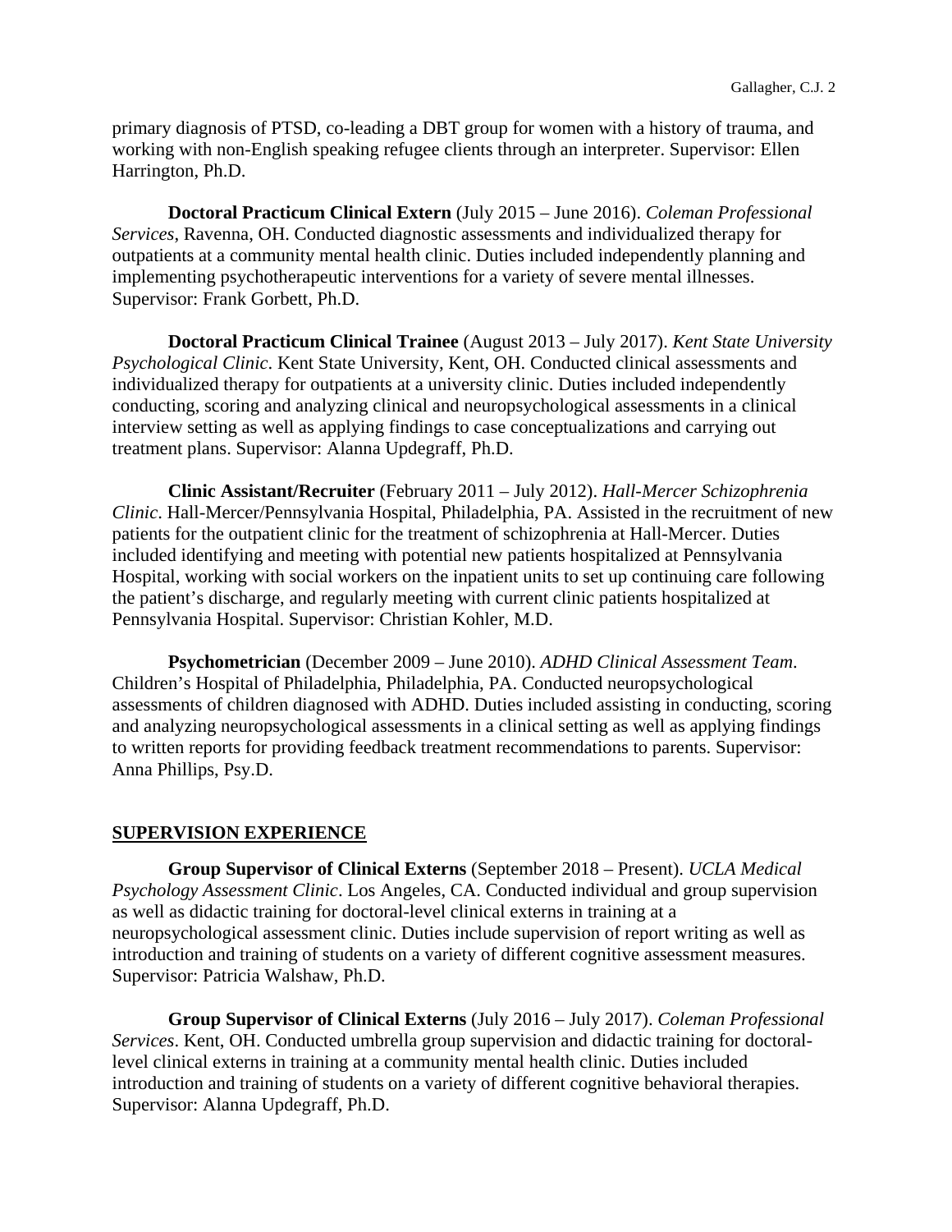primary diagnosis of PTSD, co-leading a DBT group for women with a history of trauma, and working with non-English speaking refugee clients through an interpreter. Supervisor: Ellen Harrington, Ph.D.

**Doctoral Practicum Clinical Extern** (July 2015 – June 2016). *Coleman Professional Services*, Ravenna, OH. Conducted diagnostic assessments and individualized therapy for outpatients at a community mental health clinic. Duties included independently planning and implementing psychotherapeutic interventions for a variety of severe mental illnesses. Supervisor: Frank Gorbett, Ph.D.

**Doctoral Practicum Clinical Trainee** (August 2013 – July 2017). *Kent State University Psychological Clinic*. Kent State University, Kent, OH. Conducted clinical assessments and individualized therapy for outpatients at a university clinic. Duties included independently conducting, scoring and analyzing clinical and neuropsychological assessments in a clinical interview setting as well as applying findings to case conceptualizations and carrying out treatment plans. Supervisor: Alanna Updegraff, Ph.D.

**Clinic Assistant/Recruiter** (February 2011 – July 2012). *Hall-Mercer Schizophrenia Clinic*. Hall-Mercer/Pennsylvania Hospital, Philadelphia, PA. Assisted in the recruitment of new patients for the outpatient clinic for the treatment of schizophrenia at Hall-Mercer. Duties included identifying and meeting with potential new patients hospitalized at Pennsylvania Hospital, working with social workers on the inpatient units to set up continuing care following the patient's discharge, and regularly meeting with current clinic patients hospitalized at Pennsylvania Hospital. Supervisor: Christian Kohler, M.D.

**Psychometrician** (December 2009 – June 2010). *ADHD Clinical Assessment Team*. Children's Hospital of Philadelphia, Philadelphia, PA. Conducted neuropsychological assessments of children diagnosed with ADHD. Duties included assisting in conducting, scoring and analyzing neuropsychological assessments in a clinical setting as well as applying findings to written reports for providing feedback treatment recommendations to parents. Supervisor: Anna Phillips, Psy.D.

## SUPERVISION EXPERIENCE

**Group Supervisor of Clinical Externs** (September 2018 – Present). *UCLA Medical Psychology Assessment Clinic*. Los Angeles, CA. Conducted individual and group supervision as well as didactic training for doctoral-level clinical externs in training at a neuropsychological assessment clinic. Duties include supervision of report writing as well as introduction and training of students on a variety of different cognitive assessment measures. Supervisor: Patricia Walshaw, Ph.D.

**Group Supervisor of Clinical Externs** (July 2016 – July 2017). *Coleman Professional Services*. Kent, OH. Conducted umbrella group supervision and didactic training for doctoral-level clinical externs in training at a community mental health clinic. Duties included introduction and training of students on a variety of different cognitive behavioral therapies. Supervisor: Alanna Updegraff, Ph.D.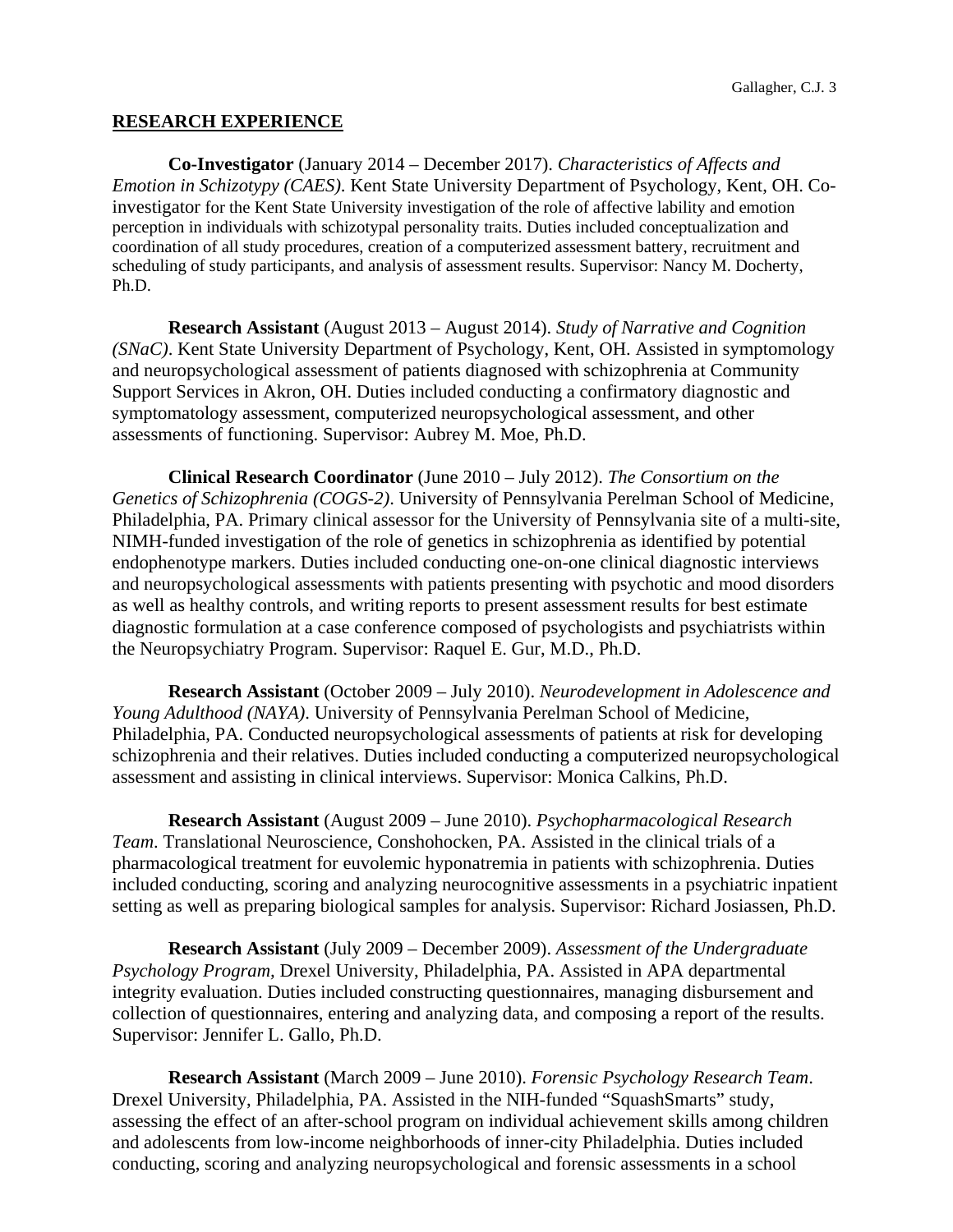## RESEARCH EXPERIENCE

**Co-Investigator** (January 2014 – December 2017). *Characteristics of Affects and Emotion in Schizotypy (CAES)*. Kent State University Department of Psychology, Kent, OH. Co-investigator for the Kent State University investigation of the role of affective lability and emotion perception in individuals with schizotypal personality traits. Duties included conceptualization and coordination of all study procedures, creation of a computerized assessment battery, recruitment and scheduling of study participants, and analysis of assessment results. Supervisor: Nancy M. Docherty, Ph.D.

**Research Assistant** (August 2013 – August 2014). *Study of Narrative and Cognition (SNaC)*. Kent State University Department of Psychology, Kent, OH. Assisted in symptomology and neuropsychological assessment of patients diagnosed with schizophrenia at Community Support Services in Akron, OH. Duties included conducting a confirmatory diagnostic and symptomatology assessment, computerized neuropsychological assessment, and other assessments of functioning. Supervisor: Aubrey M. Moe, Ph.D.

**Clinical Research Coordinator** (June 2010 – July 2012). *The Consortium on the Genetics of Schizophrenia (COGS-2)*. University of Pennsylvania Perelman School of Medicine, Philadelphia, PA. Primary clinical assessor for the University of Pennsylvania site of a multi-site, NIMH-funded investigation of the role of genetics in schizophrenia as identified by potential endophenotype markers. Duties included conducting one-on-one clinical diagnostic interviews and neuropsychological assessments with patients presenting with psychotic and mood disorders as well as healthy controls, and writing reports to present assessment results for best estimate diagnostic formulation at a case conference composed of psychologists and psychiatrists within the Neuropsychiatry Program. Supervisor: Raquel E. Gur, M.D., Ph.D.

**Research Assistant** (October 2009 – July 2010). *Neurodevelopment in Adolescence and Young Adulthood (NAYA)*. University of Pennsylvania Perelman School of Medicine, Philadelphia, PA. Conducted neuropsychological assessments of patients at risk for developing schizophrenia and their relatives. Duties included conducting a computerized neuropsychological assessment and assisting in clinical interviews. Supervisor: Monica Calkins, Ph.D.

**Research Assistant** (August 2009 – June 2010). *Psychopharmacological Research Team*. Translational Neuroscience, Conshohocken, PA. Assisted in the clinical trials of a pharmacological treatment for euvolemic hyponatremia in patients with schizophrenia. Duties included conducting, scoring and analyzing neurocognitive assessments in a psychiatric inpatient setting as well as preparing biological samples for analysis. Supervisor: Richard Josiassen, Ph.D.

**Research Assistant** (July 2009 – December 2009). *Assessment of the Undergraduate Psychology Program,* Drexel University, Philadelphia, PA. Assisted in APA departmental integrity evaluation. Duties included constructing questionnaires, managing disbursement and collection of questionnaires, entering and analyzing data, and composing a report of the results. Supervisor: Jennifer L. Gallo, Ph.D.

**Research Assistant** (March 2009 – June 2010). *Forensic Psychology Research Team*. Drexel University, Philadelphia, PA. Assisted in the NIH-funded "SquashSmarts" study, assessing the effect of an after-school program on individual achievement skills among children and adolescents from low-income neighborhoods of inner-city Philadelphia. Duties included conducting, scoring and analyzing neuropsychological and forensic assessments in a school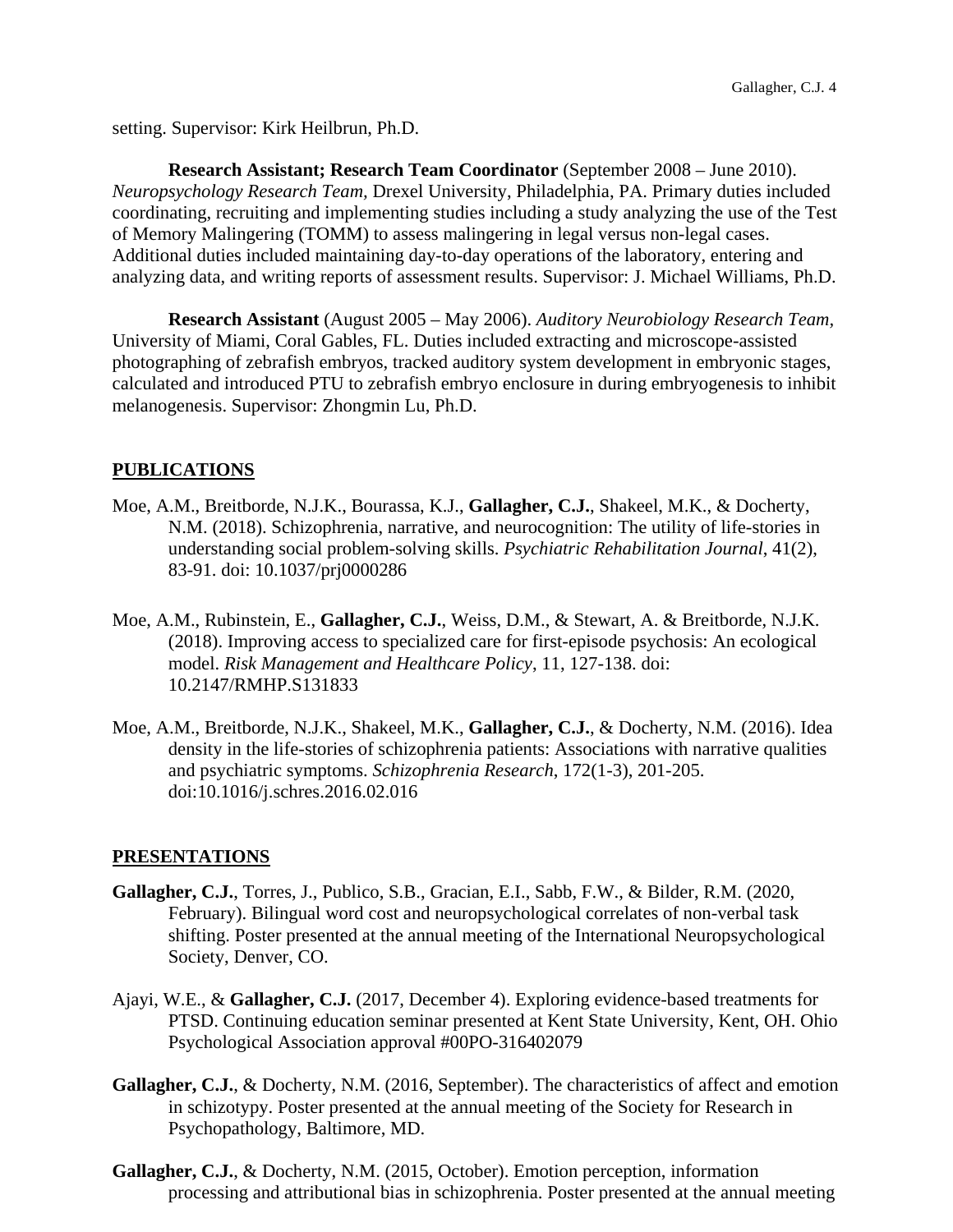setting. Supervisor: Kirk Heilbrun, Ph.D.

**Research Assistant; Research Team Coordinator** (September 2008 – June 2010). *Neuropsychology Research Team*, Drexel University, Philadelphia, PA. Primary duties included coordinating, recruiting and implementing studies including a study analyzing the use of the Test of Memory Malingering (TOMM) to assess malingering in legal versus non-legal cases. Additional duties included maintaining day-to-day operations of the laboratory, entering and analyzing data, and writing reports of assessment results. Supervisor: J. Michael Williams, Ph.D.

**Research Assistant** (August 2005 – May 2006). *Auditory Neurobiology Research Team*, University of Miami, Coral Gables, FL. Duties included extracting and microscope-assisted photographing of zebrafish embryos, tracked auditory system development in embryonic stages, calculated and introduced PTU to zebrafish embryo enclosure in during embryogenesis to inhibit melanogenesis. Supervisor: Zhongmin Lu, Ph.D.

## PUBLICATIONS

Moe, A.M., Breitborde, N.J.K., Bourassa, K.J., **Gallagher, C.J.**, Shakeel, M.K., & Docherty, N.M. (2018). Schizophrenia, narrative, and neurocognition: The utility of life-stories in understanding social problem-solving skills. *Psychiatric Rehabilitation Journal*, 41(2), 83-91. doi: 10.1037/prj0000286

Moe, A.M., Rubinstein, E., **Gallagher, C.J.**, Weiss, D.M., & Stewart, A. & Breitborde, N.J.K. (2018). Improving access to specialized care for first-episode psychosis: An ecological model. *Risk Management and Healthcare Policy*, 11, 127-138. doi: 10.2147/RMHP.S131833

Moe, A.M., Breitborde, N.J.K., Shakeel, M.K., **Gallagher, C.J.**, & Docherty, N.M. (2016). Idea density in the life-stories of schizophrenia patients: Associations with narrative qualities and psychiatric symptoms. *Schizophrenia Research*, 172(1-3), 201-205. doi:10.1016/j.schres.2016.02.016

## PRESENTATIONS

**Gallagher, C.J.**, Torres, J., Publico, S.B., Gracian, E.I., Sabb, F.W., & Bilder, R.M. (2020, February). Bilingual word cost and neuropsychological correlates of non-verbal task shifting. Poster presented at the annual meeting of the International Neuropsychological Society, Denver, CO.

Ajayi, W.E., & **Gallagher, C.J.** (2017, December 4). Exploring evidence-based treatments for PTSD. Continuing education seminar presented at Kent State University, Kent, OH. Ohio Psychological Association approval #00PO-316402079

**Gallagher, C.J.**, & Docherty, N.M. (2016, September). The characteristics of affect and emotion in schizotypy. Poster presented at the annual meeting of the Society for Research in Psychopathology, Baltimore, MD.

**Gallagher, C.J.**, & Docherty, N.M. (2015, October). Emotion perception, information processing and attributional bias in schizophrenia. Poster presented at the annual meeting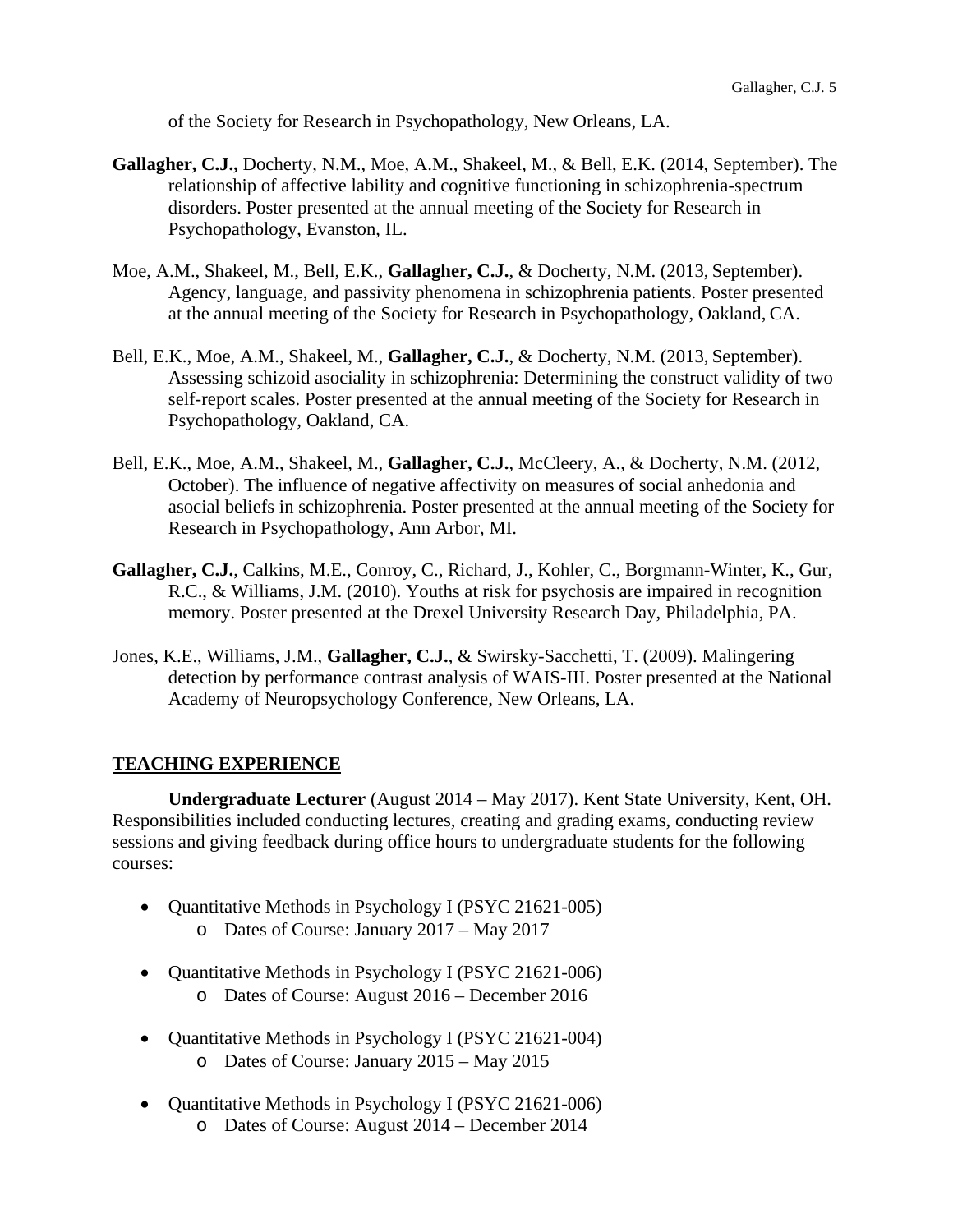of the Society for Research in Psychopathology, New Orleans, LA.

**Gallagher, C.J.,** Docherty, N.M., Moe, A.M., Shakeel, M., & Bell, E.K. (2014, September). The relationship of affective lability and cognitive functioning in schizophrenia-spectrum disorders. Poster presented at the annual meeting of the Society for Research in Psychopathology, Evanston, IL.

Moe, A.M., Shakeel, M., Bell, E.K., **Gallagher, C.J.**, & Docherty, N.M. (2013, September). Agency, language, and passivity phenomena in schizophrenia patients. Poster presented at the annual meeting of the Society for Research in Psychopathology, Oakland, CA.

Bell, E.K., Moe, A.M., Shakeel, M., **Gallagher, C.J.**, & Docherty, N.M. (2013, September). Assessing schizoid asociality in schizophrenia: Determining the construct validity of two self-report scales. Poster presented at the annual meeting of the Society for Research in Psychopathology, Oakland, CA.

Bell, E.K., Moe, A.M., Shakeel, M., **Gallagher, C.J.**, McCleery, A., & Docherty, N.M. (2012, October). The influence of negative affectivity on measures of social anhedonia and asocial beliefs in schizophrenia. Poster presented at the annual meeting of the Society for Research in Psychopathology, Ann Arbor, MI.

**Gallagher, C.J.**, Calkins, M.E., Conroy, C., Richard, J., Kohler, C., Borgmann-Winter, K., Gur, R.C., & Williams, J.M. (2010). Youths at risk for psychosis are impaired in recognition memory. Poster presented at the Drexel University Research Day, Philadelphia, PA.

Jones, K.E., Williams, J.M., **Gallagher, C.J.**, & Swirsky-Sacchetti, T. (2009). Malingering detection by performance contrast analysis of WAIS-III. Poster presented at the National Academy of Neuropsychology Conference, New Orleans, LA.

## TEACHING EXPERIENCE

**Undergraduate Lecturer** (August 2014 – May 2017). Kent State University, Kent, OH. Responsibilities included conducting lectures, creating and grading exams, conducting review sessions and giving feedback during office hours to undergraduate students for the following courses:

- Quantitative Methods in Psychology I (PSYC 21621-005)
  - Dates of Course: January 2017 – May 2017
- Quantitative Methods in Psychology I (PSYC 21621-006)
  - Dates of Course: August 2016 – December 2016
- Quantitative Methods in Psychology I (PSYC 21621-004)
  - Dates of Course: January 2015 – May 2015
- Quantitative Methods in Psychology I (PSYC 21621-006)
  - Dates of Course: August 2014 – December 2014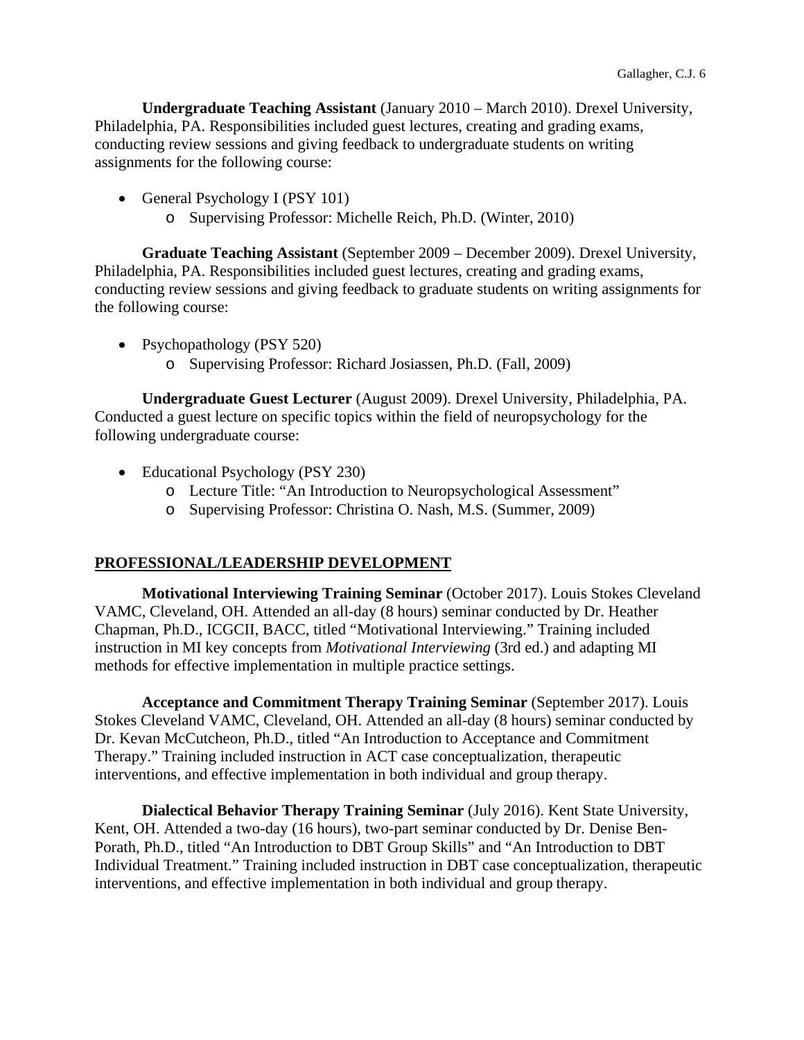**Undergraduate Teaching Assistant** (January 2010 – March 2010). Drexel University, Philadelphia, PA. Responsibilities included guest lectures, creating and grading exams, conducting review sessions and giving feedback to undergraduate students on writing assignments for the following course:

- General Psychology I (PSY 101)
    - Supervising Professor: Michelle Reich, Ph.D. (Winter, 2010)

**Graduate Teaching Assistant** (September 2009 – December 2009). Drexel University, Philadelphia, PA. Responsibilities included guest lectures, creating and grading exams, conducting review sessions and giving feedback to graduate students on writing assignments for the following course:

- Psychopathology (PSY 520)
    - Supervising Professor: Richard Josiassen, Ph.D. (Fall, 2009)

**Undergraduate Guest Lecturer** (August 2009). Drexel University, Philadelphia, PA. Conducted a guest lecture on specific topics within the field of neuropsychology for the following undergraduate course:

- Educational Psychology (PSY 230)
    - Lecture Title: "An Introduction to Neuropsychological Assessment"
    - Supervising Professor: Christina O. Nash, M.S. (Summer, 2009)

## PROFESSIONAL/LEADERSHIP DEVELOPMENT

**Motivational Interviewing Training Seminar** (October 2017). Louis Stokes Cleveland VAMC, Cleveland, OH. Attended an all-day (8 hours) seminar conducted by Dr. Heather Chapman, Ph.D., ICGCII, BACC, titled "Motivational Interviewing." Training included instruction in MI key concepts from *Motivational Interviewing* (3rd ed.) and adapting MI methods for effective implementation in multiple practice settings.

**Acceptance and Commitment Therapy Training Seminar** (September 2017). Louis Stokes Cleveland VAMC, Cleveland, OH. Attended an all-day (8 hours) seminar conducted by Dr. Kevan McCutcheon, Ph.D., titled "An Introduction to Acceptance and Commitment Therapy." Training included instruction in ACT case conceptualization, therapeutic interventions, and effective implementation in both individual and group therapy.

**Dialectical Behavior Therapy Training Seminar** (July 2016). Kent State University, Kent, OH. Attended a two-day (16 hours), two-part seminar conducted by Dr. Denise Ben-Porath, Ph.D., titled "An Introduction to DBT Group Skills" and "An Introduction to DBT Individual Treatment." Training included instruction in DBT case conceptualization, therapeutic interventions, and effective implementation in both individual and group therapy.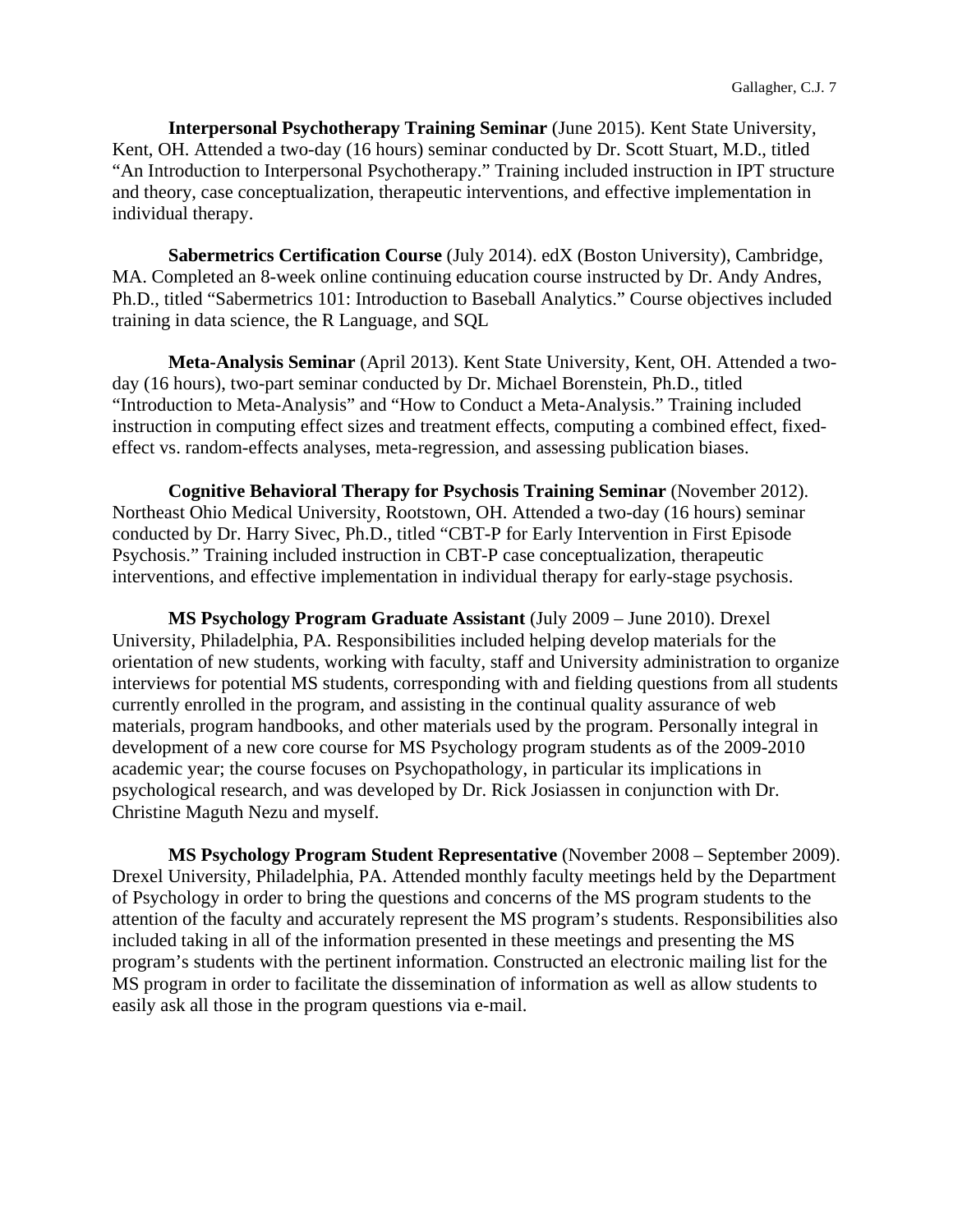**Interpersonal Psychotherapy Training Seminar** (June 2015). Kent State University, Kent, OH. Attended a two-day (16 hours) seminar conducted by Dr. Scott Stuart, M.D., titled "An Introduction to Interpersonal Psychotherapy." Training included instruction in IPT structure and theory, case conceptualization, therapeutic interventions, and effective implementation in individual therapy.

**Sabermetrics Certification Course** (July 2014). edX (Boston University), Cambridge, MA. Completed an 8-week online continuing education course instructed by Dr. Andy Andres, Ph.D., titled "Sabermetrics 101: Introduction to Baseball Analytics." Course objectives included training in data science, the R Language, and SQL

**Meta-Analysis Seminar** (April 2013). Kent State University, Kent, OH. Attended a two-day (16 hours), two-part seminar conducted by Dr. Michael Borenstein, Ph.D., titled "Introduction to Meta-Analysis" and "How to Conduct a Meta-Analysis." Training included instruction in computing effect sizes and treatment effects, computing a combined effect, fixed-effect vs. random-effects analyses, meta-regression, and assessing publication biases.

**Cognitive Behavioral Therapy for Psychosis Training Seminar** (November 2012). Northeast Ohio Medical University, Rootstown, OH. Attended a two-day (16 hours) seminar conducted by Dr. Harry Sivec, Ph.D., titled "CBT-P for Early Intervention in First Episode Psychosis." Training included instruction in CBT-P case conceptualization, therapeutic interventions, and effective implementation in individual therapy for early-stage psychosis.

**MS Psychology Program Graduate Assistant** (July 2009 – June 2010). Drexel University, Philadelphia, PA. Responsibilities included helping develop materials for the orientation of new students, working with faculty, staff and University administration to organize interviews for potential MS students, corresponding with and fielding questions from all students currently enrolled in the program, and assisting in the continual quality assurance of web materials, program handbooks, and other materials used by the program. Personally integral in development of a new core course for MS Psychology program students as of the 2009-2010 academic year; the course focuses on Psychopathology, in particular its implications in psychological research, and was developed by Dr. Rick Josiassen in conjunction with Dr. Christine Maguth Nezu and myself.

**MS Psychology Program Student Representative** (November 2008 – September 2009). Drexel University, Philadelphia, PA. Attended monthly faculty meetings held by the Department of Psychology in order to bring the questions and concerns of the MS program students to the attention of the faculty and accurately represent the MS program's students. Responsibilities also included taking in all of the information presented in these meetings and presenting the MS program's students with the pertinent information. Constructed an electronic mailing list for the MS program in order to facilitate the dissemination of information as well as allow students to easily ask all those in the program questions via e-mail.